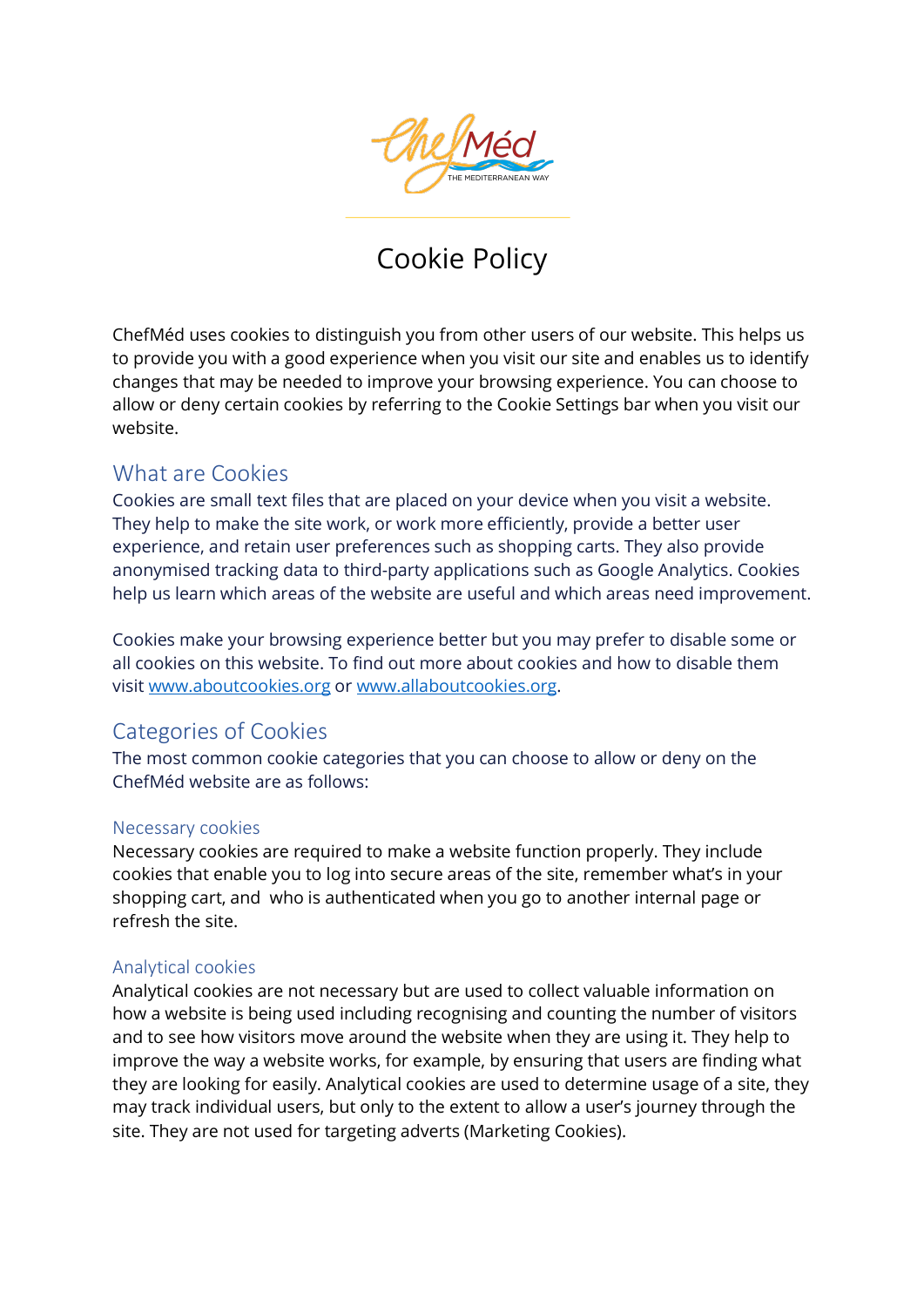ChefMéd

THE MEDITERRANEAN WAY

# Cookie Policy

ChefMéd uses cookies to distinguish you from other users of our website. This helps us to provide you with a good experience when you visit our site and enables us to identify changes that may be needed to improve your browsing experience. You can choose to allow or deny certain cookies by referring to the Cookie Settings bar when you visit our website.

## What are Cookies

Cookies are small text files that are placed on your device when you visit a website. They help to make the site work, or work more efficiently, provide a better user experience, and retain user preferences such as shopping carts. They also provide anonymised tracking data to third-party applications such as Google Analytics. Cookies help us learn which areas of the website are useful and which areas need improvement.

Cookies make your browsing experience better but you may prefer to disable some or all cookies on this website. To find out more about cookies and how to disable them visit [www.aboutcookies.org](http://www.aboutcookies.org) or [www.allaboutcookies.org](http://www.allaboutcookies.org).

## Categories of Cookies

The most common cookie categories that you can choose to allow or deny on the ChefMéd website are as follows:

### Necessary cookies

Necessary cookies are required to make a website function properly. They include cookies that enable you to log into secure areas of the site, remember what's in your shopping cart, and who is authenticated when you go to another internal page or refresh the site.

### Analytical cookies

Analytical cookies are not necessary but are used to collect valuable information on how a website is being used including recognising and counting the number of visitors and to see how visitors move around the website when they are using it. They help to improve the way a website works, for example, by ensuring that users are finding what they are looking for easily. Analytical cookies are used to determine usage of a site, they may track individual users, but only to the extent to allow a user's journey through the site. They are not used for targeting adverts (Marketing Cookies).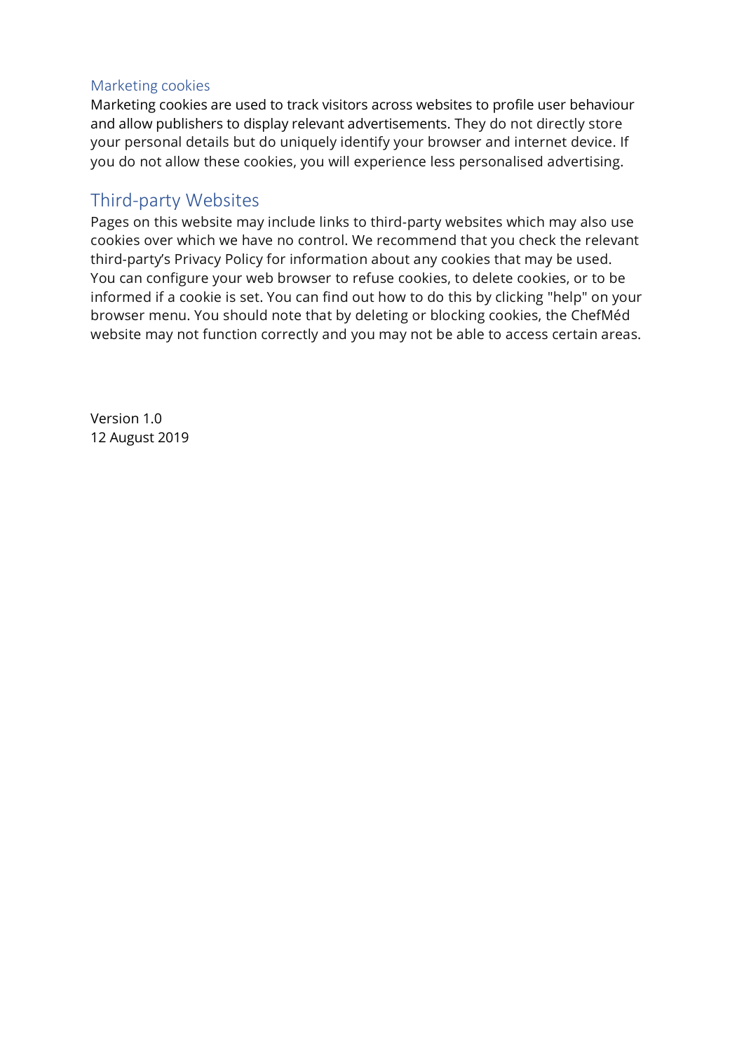### Marketing cookies

Marketing cookies are used to track visitors across websites to profile user behaviour and allow publishers to display relevant advertisements. They do not directly store your personal details but do uniquely identify your browser and internet device. If you do not allow these cookies, you will experience less personalised advertising.

## Third-party Websites

Pages on this website may include links to third-party websites which may also use cookies over which we have no control. We recommend that you check the relevant third-party's Privacy Policy for information about any cookies that may be used. You can configure your web browser to refuse cookies, to delete cookies, or to be informed if a cookie is set. You can find out how to do this by clicking "help" on your browser menu. You should note that by deleting or blocking cookies, the ChefMéd website may not function correctly and you may not be able to access certain areas.

Version 1.0
12 August 2019